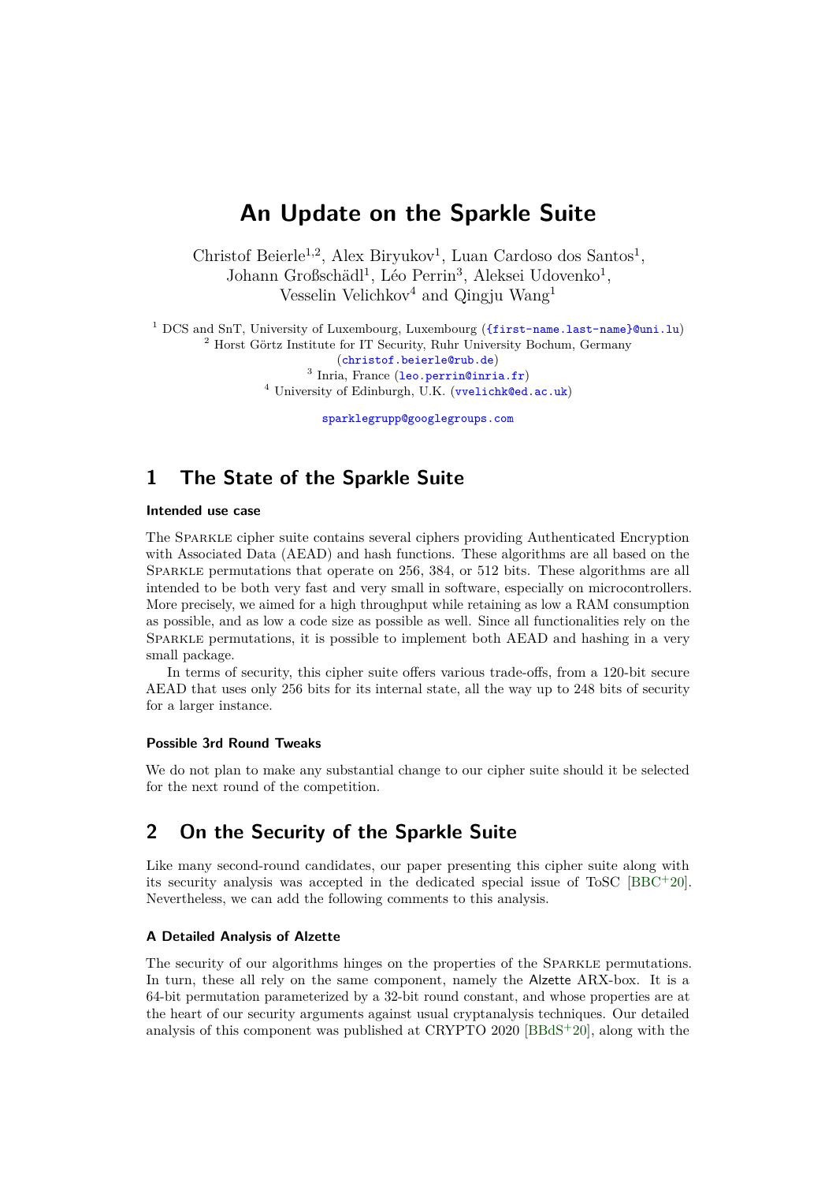# An Update on the Sparkle Suite

Christof Beierle[1,2], Alex Biryukov[1], Luan Cardoso dos Santos[1], Johann Großschädl[1], Léo Perrin[3], Aleksei Udovenko[1], Vesselin Velichkov[4] and Qingju Wang[1]

[1] DCS and SnT, University of Luxembourg, Luxembourg ({first-name.last-name}@uni.lu)
[2] Horst Görtz Institute for IT Security, Ruhr University Bochum, Germany (christof.beierle@rub.de)
[3] Inria, France (leo.perrin@inria.fr)
[4] University of Edinburgh, U.K. (vvelichk@ed.ac.uk)

sparklegrupp@googlegroups.com

## 1 The State of the Sparkle Suite

#### Intended use case

The Sparkle cipher suite contains several ciphers providing Authenticated Encryption with Associated Data (AEAD) and hash functions. These algorithms are all based on the Sparkle permutations that operate on 256, 384, or 512 bits. These algorithms are all intended to be both very fast and very small in software, especially on microcontrollers. More precisely, we aimed for a high throughput while retaining as low a RAM consumption as possible, and as low a code size as possible as well. Since all functionalities rely on the Sparkle permutations, it is possible to implement both AEAD and hashing in a very small package.

In terms of security, this cipher suite offers various trade-offs, from a 120-bit secure AEAD that uses only 256 bits for its internal state, all the way up to 248 bits of security for a larger instance.

#### Possible 3rd Round Tweaks

We do not plan to make any substantial change to our cipher suite should it be selected for the next round of the competition.

## 2 On the Security of the Sparkle Suite

Like many second-round candidates, our paper presenting this cipher suite along with its security analysis was accepted in the dedicated special issue of ToSC [BBC+20]. Nevertheless, we can add the following comments to this analysis.

#### A Detailed Analysis of Alzette

The security of our algorithms hinges on the properties of the Sparkle permutations. In turn, these all rely on the same component, namely the Alzette ARX-box. It is a 64-bit permutation parameterized by a 32-bit round constant, and whose properties are at the heart of our security arguments against usual cryptanalysis techniques. Our detailed analysis of this component was published at CRYPTO 2020 [BBdS+20], along with the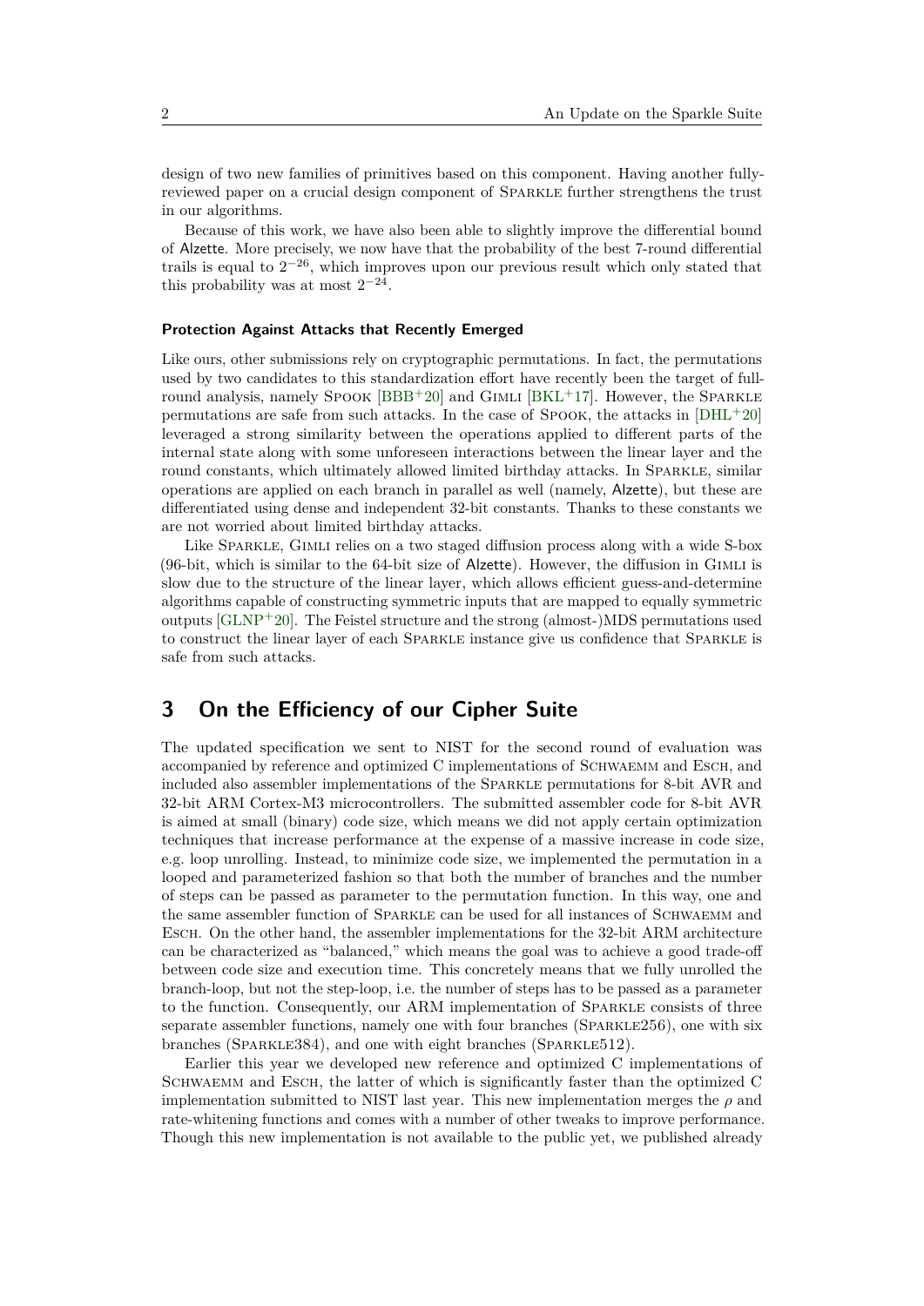design of two new families of primitives based on this component. Having another fully-reviewed paper on a crucial design component of Sparkle further strengthens the trust in our algorithms.

Because of this work, we have also been able to slightly improve the differential bound of Alzette. More precisely, we now have that the probability of the best 7-round differential trails is equal to $2^{-26}$, which improves upon our previous result which only stated that this probability was at most $2^{-24}$.

#### Protection Against Attacks that Recently Emerged

Like ours, other submissions rely on cryptographic permutations. In fact, the permutations used by two candidates to this standardization effort have recently been the target of full-round analysis, namely Spook [BBB+20] and Gimli [BKL+17]. However, the Sparkle permutations are safe from such attacks. In the case of Spook, the attacks in [DHL+20] leveraged a strong similarity between the operations applied to different parts of the internal state along with some unforeseen interactions between the linear layer and the round constants, which ultimately allowed limited birthday attacks. In Sparkle, similar operations are applied on each branch in parallel as well (namely, Alzette), but these are differentiated using dense and independent 32-bit constants. Thanks to these constants we are not worried about limited birthday attacks.

Like Sparkle, Gimli relies on a two staged diffusion process along with a wide S-box (96-bit, which is similar to the 64-bit size of Alzette). However, the diffusion in Gimli is slow due to the structure of the linear layer, which allows efficient guess-and-determine algorithms capable of constructing symmetric inputs that are mapped to equally symmetric outputs [GLNP+20]. The Feistel structure and the strong (almost-)MDS permutations used to construct the linear layer of each Sparkle instance give us confidence that Sparkle is safe from such attacks.

## 3 On the Efficiency of our Cipher Suite

The updated specification we sent to NIST for the second round of evaluation was accompanied by reference and optimized C implementations of Schwaemm and Esch, and included also assembler implementations of the Sparkle permutations for 8-bit AVR and 32-bit ARM Cortex-M3 microcontrollers. The submitted assembler code for 8-bit AVR is aimed at small (binary) code size, which means we did not apply certain optimization techniques that increase performance at the expense of a massive increase in code size, e.g. loop unrolling. Instead, to minimize code size, we implemented the permutation in a looped and parameterized fashion so that both the number of branches and the number of steps can be passed as parameter to the permutation function. In this way, one and the same assembler function of Sparkle can be used for all instances of Schwaemm and Esch. On the other hand, the assembler implementations for the 32-bit ARM architecture can be characterized as "balanced," which means the goal was to achieve a good trade-off between code size and execution time. This concretely means that we fully unrolled the branch-loop, but not the step-loop, i.e. the number of steps has to be passed as a parameter to the function. Consequently, our ARM implementation of Sparkle consists of three separate assembler functions, namely one with four branches (Sparkle256), one with six branches (Sparkle384), and one with eight branches (Sparkle512).

Earlier this year we developed new reference and optimized C implementations of Schwaemm and Esch, the latter of which is significantly faster than the optimized C implementation submitted to NIST last year. This new implementation merges the $\rho$ and rate-whitening functions and comes with a number of other tweaks to improve performance. Though this new implementation is not available to the public yet, we published already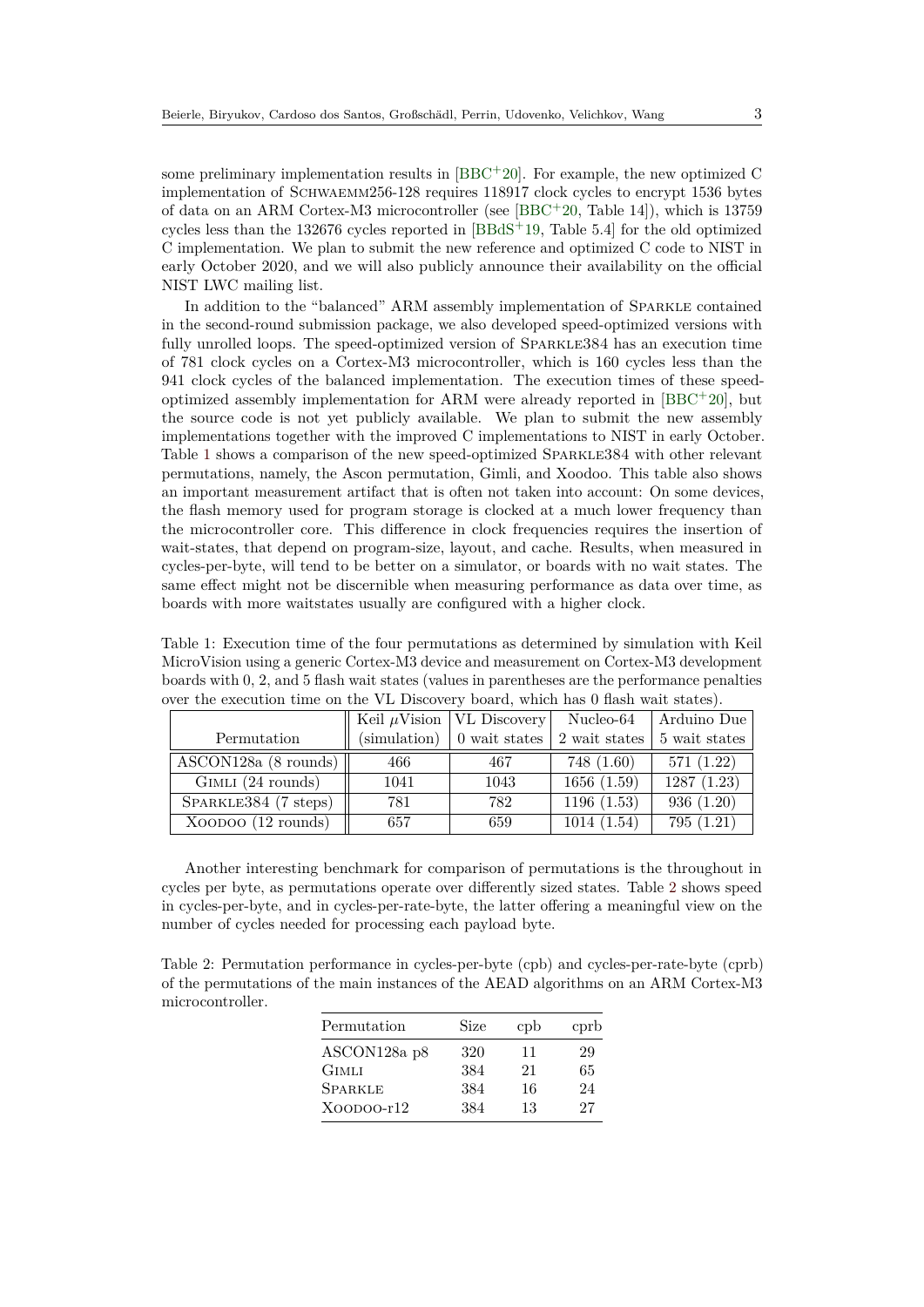some preliminary implementation results in [BBC+20]. For example, the new optimized C implementation of Schwaemm256-128 requires 118917 clock cycles to encrypt 1536 bytes of data on an ARM Cortex-M3 microcontroller (see [BBC+20, Table 14]), which is 13759 cycles less than the 132676 cycles reported in [BBdS+19, Table 5.4] for the old optimized C implementation. We plan to submit the new reference and optimized C code to NIST in early October 2020, and we will also publicly announce their availability on the official NIST LWC mailing list.

In addition to the "balanced" ARM assembly implementation of Sparkle contained in the second-round submission package, we also developed speed-optimized versions with fully unrolled loops. The speed-optimized version of Sparkle384 has an execution time of 781 clock cycles on a Cortex-M3 microcontroller, which is 160 cycles less than the 941 clock cycles of the balanced implementation. The execution times of these speed-optimized assembly implementation for ARM were already reported in [BBC+20], but the source code is not yet publicly available. We plan to submit the new assembly implementations together with the improved C implementations to NIST in early October. Table 1 shows a comparison of the new speed-optimized Sparkle384 with other relevant permutations, namely, the Ascon permutation, Gimli, and Xoodoo. This table also shows an important measurement artifact that is often not taken into account: On some devices, the flash memory used for program storage is clocked at a much lower frequency than the microcontroller core. This difference in clock frequencies requires the insertion of wait-states, that depend on program-size, layout, and cache. Results, when measured in cycles-per-byte, will tend to be better on a simulator, or boards with no wait states. The same effect might not be discernible when measuring performance as data over time, as boards with more waitstates usually are configured with a higher clock.

Table 1: Execution time of the four permutations as determined by simulation with Keil MicroVision using a generic Cortex-M3 device and measurement on Cortex-M3 development boards with 0, 2, and 5 flash wait states (values in parentheses are the performance penalties over the execution time on the VL Discovery board, which has 0 flash wait states).

| Permutation | Keil $\mu$Vision (simulation) | VL Discovery 0 wait states | Nucleo-64 2 wait states | Arduino Due 5 wait states |
|---|---|---|---|---|
| ASCON128a (8 rounds) | 466 | 467 | 748 (1.60) | 571 (1.22) |
| Gimli (24 rounds) | 1041 | 1043 | 1656 (1.59) | 1287 (1.23) |
| Sparkle384 (7 steps) | 781 | 782 | 1196 (1.53) | 936 (1.20) |
| Xoodoo (12 rounds) | 657 | 659 | 1014 (1.54) | 795 (1.21) |

Another interesting benchmark for comparison of permutations is the throughout in cycles per byte, as permutations operate over differently sized states. Table 2 shows speed in cycles-per-byte, and in cycles-per-rate-byte, the latter offering a meaningful view on the number of cycles needed for processing each payload byte.

Table 2: Permutation performance in cycles-per-byte (cpb) and cycles-per-rate-byte (cprb) of the permutations of the main instances of the AEAD algorithms on an ARM Cortex-M3 microcontroller.

| Permutation | Size | cpb | cprb |
|---|---|---|---|
| ASCON128a p8 | 320 | 11 | 29 |
| Gimli | 384 | 21 | 65 |
| Sparkle | 384 | 16 | 24 |
| Xoodoo-r12 | 384 | 13 | 27 |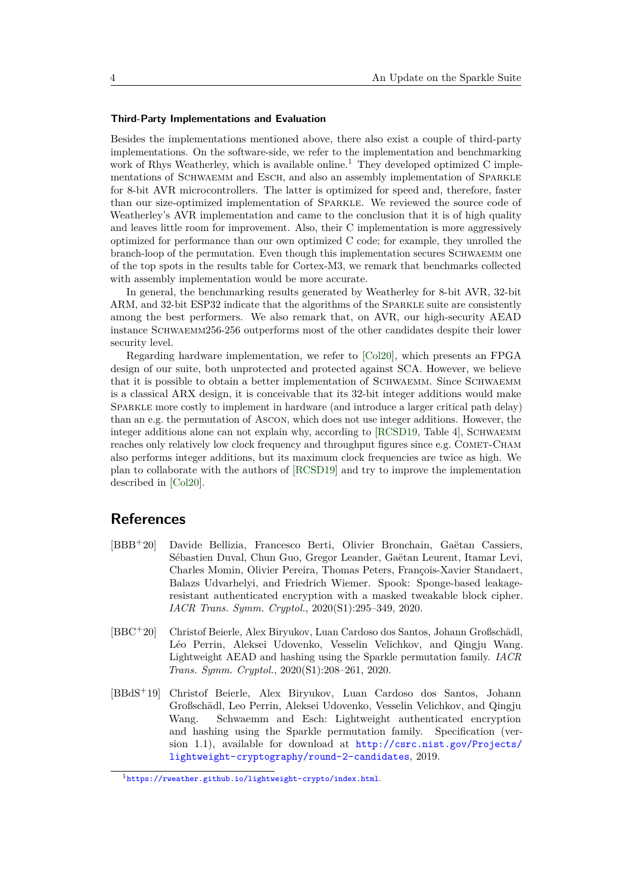#### Third-Party Implementations and Evaluation

Besides the implementations mentioned above, there also exist a couple of third-party implementations. On the software-side, we refer to the implementation and benchmarking work of Rhys Weatherley, which is available online.[1] They developed optimized C implementations of Schwaemm and Esch, and also an assembly implementation of Sparkle for 8-bit AVR microcontrollers. The latter is optimized for speed and, therefore, faster than our size-optimized implementation of Sparkle. We reviewed the source code of Weatherley's AVR implementation and came to the conclusion that it is of high quality and leaves little room for improvement. Also, their C implementation is more aggressively optimized for performance than our own optimized C code; for example, they unrolled the branch-loop of the permutation. Even though this implementation secures Schwaemm one of the top spots in the results table for Cortex-M3, we remark that benchmarks collected with assembly implementation would be more accurate.

In general, the benchmarking results generated by Weatherley for 8-bit AVR, 32-bit ARM, and 32-bit ESP32 indicate that the algorithms of the Sparkle suite are consistently among the best performers. We also remark that, on AVR, our high-security AEAD instance Schwaemm256-256 outperforms most of the other candidates despite their lower security level.

Regarding hardware implementation, we refer to [Col20], which presents an FPGA design of our suite, both unprotected and protected against SCA. However, we believe that it is possible to obtain a better implementation of Schwaemm. Since Schwaemm is a classical ARX design, it is conceivable that its 32-bit integer additions would make Sparkle more costly to implement in hardware (and introduce a larger critical path delay) than an e.g. the permutation of Ascon, which does not use integer additions. However, the integer additions alone can not explain why, according to [RCSD19, Table 4], Schwaemm reaches only relatively low clock frequency and throughput figures since e.g. Comet-Cham also performs integer additions, but its maximum clock frequencies are twice as high. We plan to collaborate with the authors of [RCSD19] and try to improve the implementation described in [Col20].

## References

[BBB+20] Davide Bellizia, Francesco Berti, Olivier Bronchain, Gaëtan Cassiers, Sébastien Duval, Chun Guo, Gregor Leander, Gaëtan Leurent, Itamar Levi, Charles Momin, Olivier Pereira, Thomas Peters, François-Xavier Standaert, Balazs Udvarhelyi, and Friedrich Wiemer. Spook: Sponge-based leakage-resistant authenticated encryption with a masked tweakable block cipher. *IACR Trans. Symm. Cryptol.*, 2020(S1):295–349, 2020.

[BBC+20] Christof Beierle, Alex Biryukov, Luan Cardoso dos Santos, Johann Großschädl, Léo Perrin, Aleksei Udovenko, Vesselin Velichkov, and Qingju Wang. Lightweight AEAD and hashing using the Sparkle permutation family. *IACR Trans. Symm. Cryptol.*, 2020(S1):208–261, 2020.

[BBdS+19] Christof Beierle, Alex Biryukov, Luan Cardoso dos Santos, Johann Großschädl, Leo Perrin, Aleksei Udovenko, Vesselin Velichkov, and Qingju Wang. Schwaemm and Esch: Lightweight authenticated encryption and hashing using the Sparkle permutation family. Specification (version 1.1), available for download at http://csrc.nist.gov/Projects/lightweight-cryptography/round-2-candidates, 2019.

[1] https://rweather.github.io/lightweight-crypto/index.html.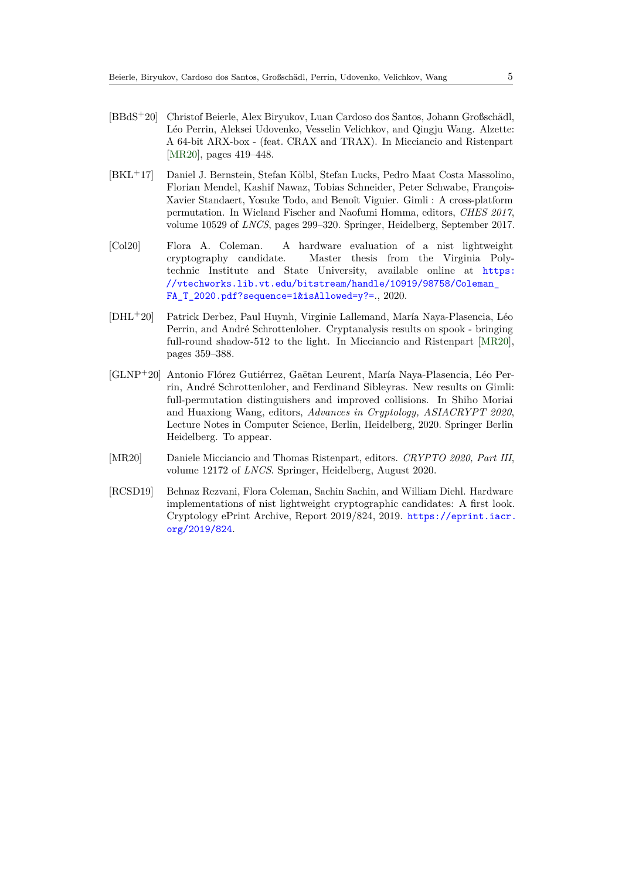[BBdS+20] Christof Beierle, Alex Biryukov, Luan Cardoso dos Santos, Johann Großschädl, Léo Perrin, Aleksei Udovenko, Vesselin Velichkov, and Qingju Wang. Alzette: A 64-bit ARX-box - (feat. CRAX and TRAX). In Micciancio and Ristenpart [MR20], pages 419–448.

[BKL+17] Daniel J. Bernstein, Stefan Kölbl, Stefan Lucks, Pedro Maat Costa Massolino, Florian Mendel, Kashif Nawaz, Tobias Schneider, Peter Schwabe, François-Xavier Standaert, Yosuke Todo, and Benoît Viguier. Gimli : A cross-platform permutation. In Wieland Fischer and Naofumi Homma, editors, *CHES 2017*, volume 10529 of *LNCS*, pages 299–320. Springer, Heidelberg, September 2017.

[Col20] Flora A. Coleman. A hardware evaluation of a nist lightweight cryptography candidate. Master thesis from the Virginia Polytechnic Institute and State University, available online at https://vtechworks.lib.vt.edu/bitstream/handle/10919/98758/Coleman_FA_T_2020.pdf?sequence=1&isAllowed=y?=., 2020.

[DHL+20] Patrick Derbez, Paul Huynh, Virginie Lallemand, María Naya-Plasencia, Léo Perrin, and André Schrottenloher. Cryptanalysis results on spook - bringing full-round shadow-512 to the light. In Micciancio and Ristenpart [MR20], pages 359–388.

[GLNP+20] Antonio Flórez Gutiérrez, Gaëtan Leurent, María Naya-Plasencia, Léo Perrin, André Schrottenloher, and Ferdinand Sibleyras. New results on Gimli: full-permutation distinguishers and improved collisions. In Shiho Moriai and Huaxiong Wang, editors, *Advances in Cryptology, ASIACRYPT 2020*, Lecture Notes in Computer Science, Berlin, Heidelberg, 2020. Springer Berlin Heidelberg. To appear.

[MR20] Daniele Micciancio and Thomas Ristenpart, editors. *CRYPTO 2020, Part III*, volume 12172 of *LNCS*. Springer, Heidelberg, August 2020.

[RCSD19] Behnaz Rezvani, Flora Coleman, Sachin Sachin, and William Diehl. Hardware implementations of nist lightweight cryptographic candidates: A first look. Cryptology ePrint Archive, Report 2019/824, 2019. https://eprint.iacr.org/2019/824.